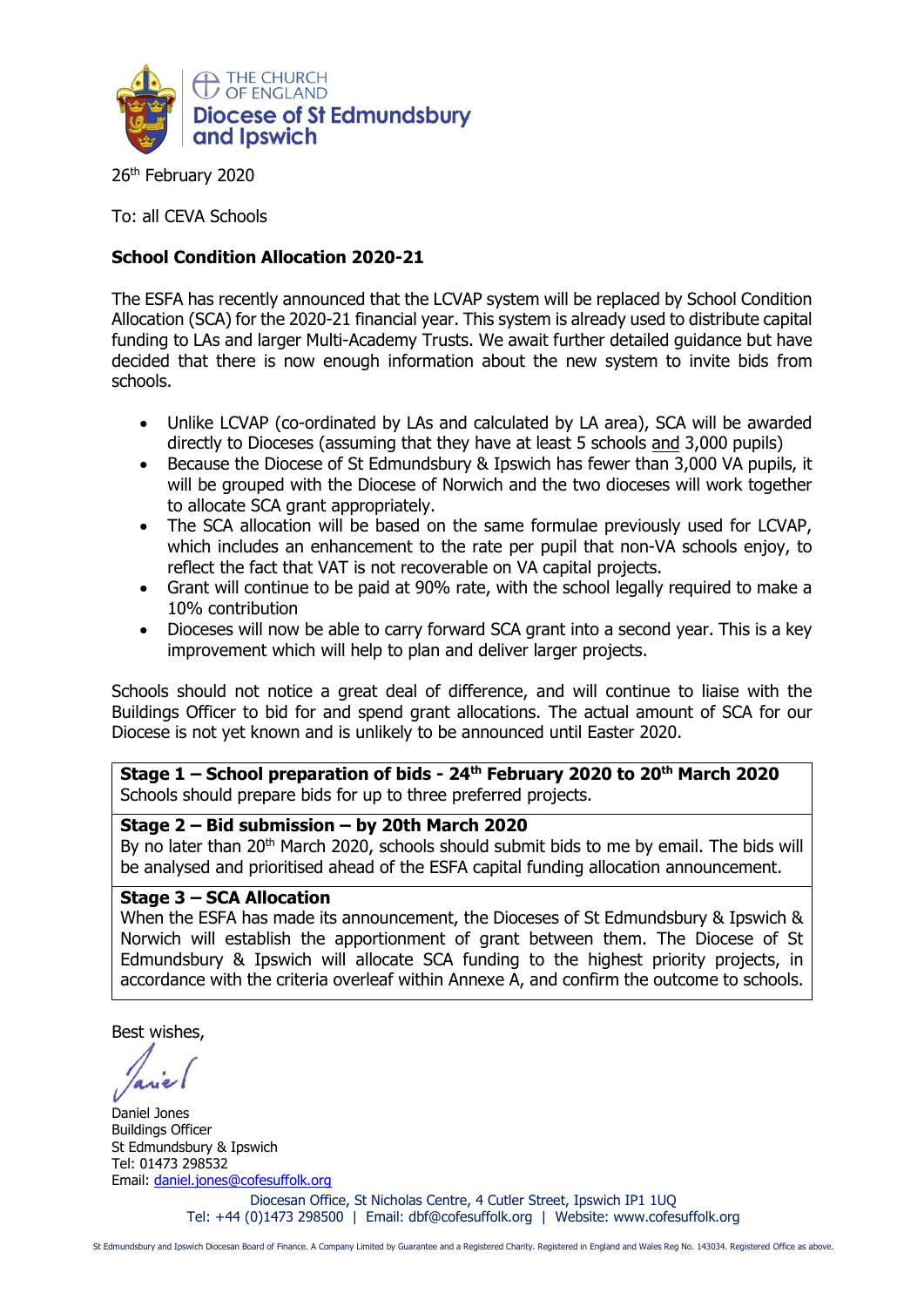THE CHURCH OF ENGLAND
**Diocese of St Edmundsbury and Ipswich**

26th February 2020

To: all CEVA Schools

**School Condition Allocation 2020-21**

The ESFA has recently announced that the LCVAP system will be replaced by School Condition Allocation (SCA) for the 2020-21 financial year. This system is already used to distribute capital funding to LAs and larger Multi-Academy Trusts. We await further detailed guidance but have decided that there is now enough information about the new system to invite bids from schools.

- Unlike LCVAP (co-ordinated by LAs and calculated by LA area), SCA will be awarded directly to Dioceses (assuming that they have at least 5 schools and 3,000 pupils)
- Because the Diocese of St Edmundsbury & Ipswich has fewer than 3,000 VA pupils, it will be grouped with the Diocese of Norwich and the two dioceses will work together to allocate SCA grant appropriately.
- The SCA allocation will be based on the same formulae previously used for LCVAP, which includes an enhancement to the rate per pupil that non-VA schools enjoy, to reflect the fact that VAT is not recoverable on VA capital projects.
- Grant will continue to be paid at 90% rate, with the school legally required to make a 10% contribution
- Dioceses will now be able to carry forward SCA grant into a second year. This is a key improvement which will help to plan and deliver larger projects.

Schools should not notice a great deal of difference, and will continue to liaise with the Buildings Officer to bid for and spend grant allocations. The actual amount of SCA for our Diocese is not yet known and is unlikely to be announced until Easter 2020.

| **Stage 1 – School preparation of bids - 24th February 2020 to 20th March 2020**<br>Schools should prepare bids for up to three preferred projects. |
|---|
| **Stage 2 – Bid submission – by 20th March 2020**<br>By no later than 20th March 2020, schools should submit bids to me by email. The bids will be analysed and prioritised ahead of the ESFA capital funding allocation announcement. |
| **Stage 3 – SCA Allocation**<br>When the ESFA has made its announcement, the Dioceses of St Edmundsbury & Ipswich & Norwich will establish the apportionment of grant between them. The Diocese of St Edmundsbury & Ipswich will allocate SCA funding to the highest priority projects, in accordance with the criteria overleaf within Annexe A, and confirm the outcome to schools. |

Best wishes,

Daniel

Daniel Jones
Buildings Officer
St Edmundsbury & Ipswich
Tel: 01473 298532
Email: daniel.jones@cofesuffolk.org

Diocesan Office, St Nicholas Centre, 4 Cutler Street, Ipswich IP1 1UQ
Tel: +44 (0)1473 298500 | Email: dbf@cofesuffolk.org | Website: www.cofesuffolk.org

St Edmundsbury and Ipswich Diocesan Board of Finance. A Company Limited by Guarantee and a Registered Charity. Registered in England and Wales Reg No. 143034. Registered Office as above.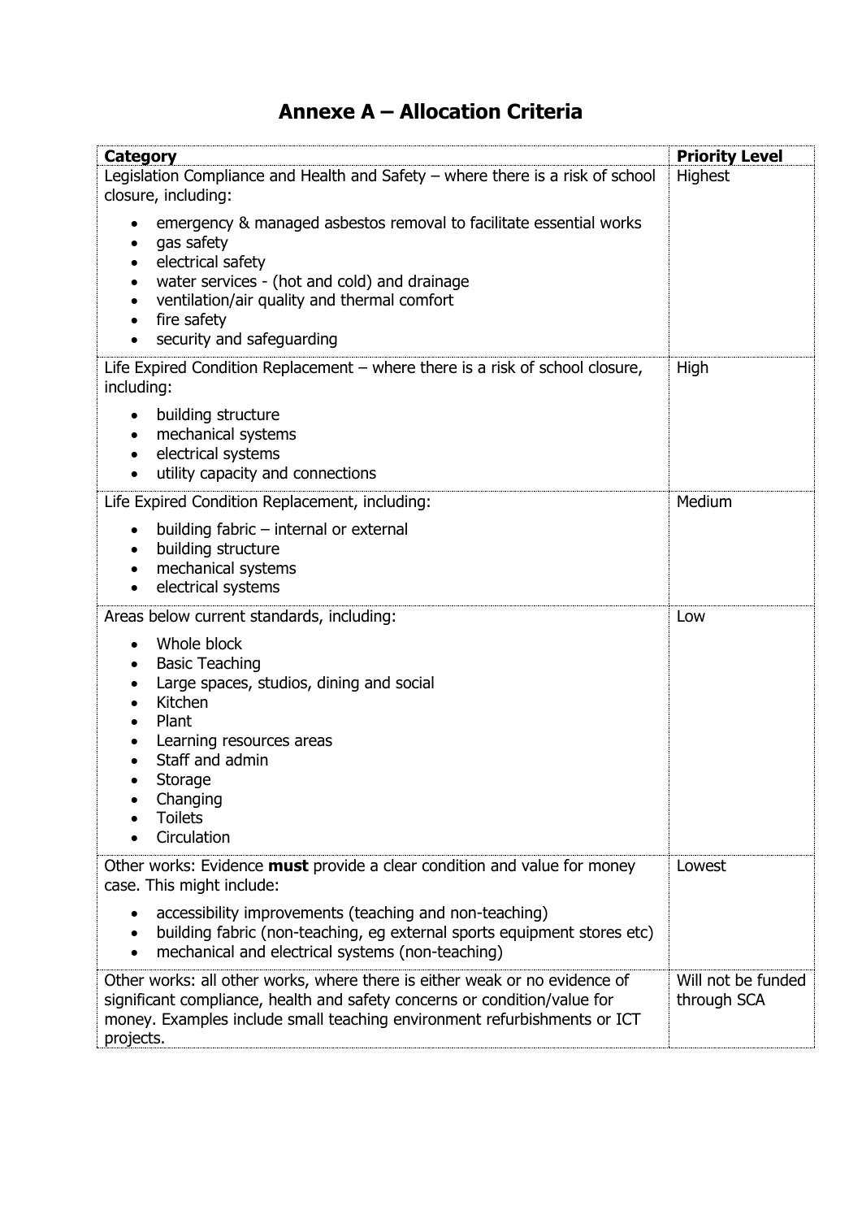# Annexe A – Allocation Criteria

| Category | Priority Level |
| --- | --- |
| Legislation Compliance and Health and Safety – where there is a risk of school closure, including:<br>• emergency & managed asbestos removal to facilitate essential works<br>• gas safety<br>• electrical safety<br>• water services - (hot and cold) and drainage<br>• ventilation/air quality and thermal comfort<br>• fire safety<br>• security and safeguarding | Highest |
| Life Expired Condition Replacement – where there is a risk of school closure, including:<br>• building structure<br>• mechanical systems<br>• electrical systems<br>• utility capacity and connections | High |
| Life Expired Condition Replacement, including:<br>• building fabric – internal or external<br>• building structure<br>• mechanical systems<br>• electrical systems | Medium |
| Areas below current standards, including:<br>• Whole block<br>• Basic Teaching<br>• Large spaces, studios, dining and social<br>• Kitchen<br>• Plant<br>• Learning resources areas<br>• Staff and admin<br>• Storage<br>• Changing<br>• Toilets<br>• Circulation | Low |
| Other works: Evidence **must** provide a clear condition and value for money case. This might include:<br>• accessibility improvements (teaching and non-teaching)<br>• building fabric (non-teaching, eg external sports equipment stores etc)<br>• mechanical and electrical systems (non-teaching) | Lowest |
| Other works: all other works, where there is either weak or no evidence of significant compliance, health and safety concerns or condition/value for money. Examples include small teaching environment refurbishments or ICT projects. | Will not be funded through SCA |